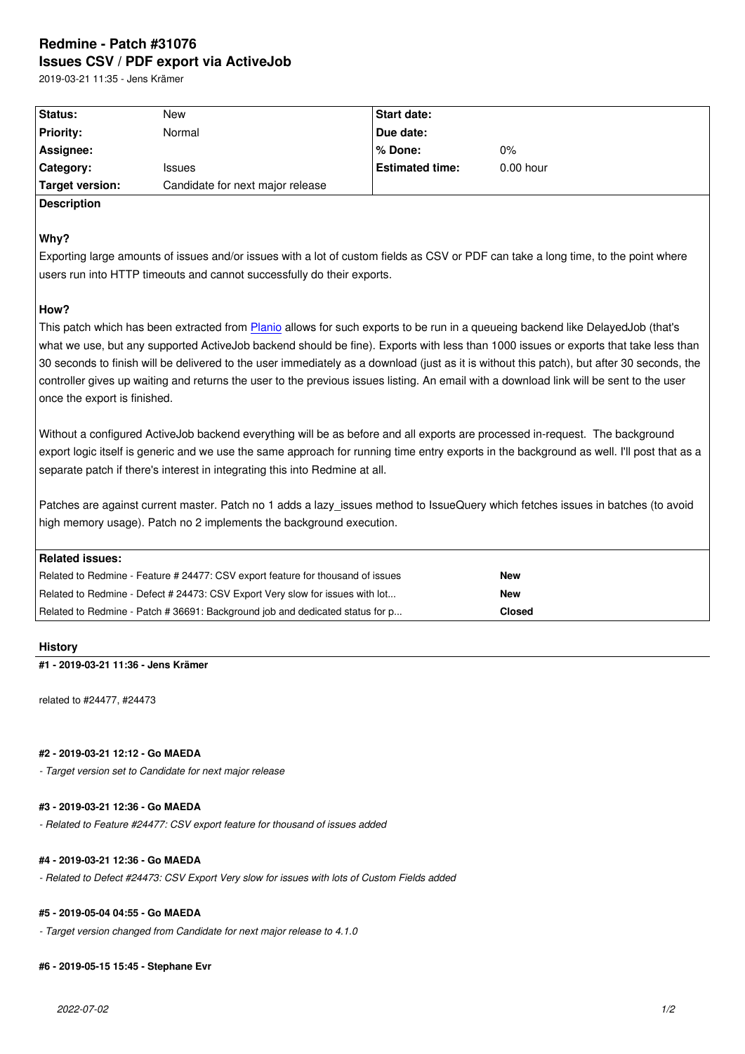# Redmine - Patch #31076
## Issues CSV / PDF export via ActiveJob

2019-03-21 11:35 - Jens Krämer

| | | | |
|---|---|---|---|
| **Status:** | New | **Start date:** | |
| **Priority:** | Normal | **Due date:** | |
| **Assignee:** | | **% Done:** | 0% |
| **Category:** | Issues | **Estimated time:** | 0.00 hour |
| **Target version:** | Candidate for next major release | | |

**Description**

**Why?**

Exporting large amounts of issues and/or issues with a lot of custom fields as CSV or PDF can take a long time, to the point where users run into HTTP timeouts and cannot successfully do their exports.

**How?**

This patch which has been extracted from [Planio] allows for such exports to be run in a queueing backend like DelayedJob (that's what we use, but any supported ActiveJob backend should be fine). Exports with less than 1000 issues or exports that take less than 30 seconds to finish will be delivered to the user immediately as a download (just as it is without this patch), but after 30 seconds, the controller gives up waiting and returns the user to the previous issues listing. An email with a download link will be sent to the user once the export is finished.

Without a configured ActiveJob backend everything will be as before and all exports are processed in-request. The background export logic itself is generic and we use the same approach for running time entry exports in the background as well. I'll post that as a separate patch if there's interest in integrating this into Redmine at all.

Patches are against current master. Patch no 1 adds a lazy_issues method to IssueQuery which fetches issues in batches (to avoid high memory usage). Patch no 2 implements the background execution.

**Related issues:**

| | |
|---|---|
| Related to Redmine - Feature # 24477: CSV export feature for thousand of issues | **New** |
| Related to Redmine - Defect # 24473: CSV Export Very slow for issues with lot... | **New** |
| Related to Redmine - Patch # 36691: Background job and dedicated status for p... | **Closed** |

### History

#### #1 - 2019-03-21 11:36 - Jens Krämer

related to #24477, #24473

#### #2 - 2019-03-21 12:12 - Go MAEDA

*- Target version set to Candidate for next major release*

#### #3 - 2019-03-21 12:36 - Go MAEDA

*- Related to Feature #24477: CSV export feature for thousand of issues added*

#### #4 - 2019-03-21 12:36 - Go MAEDA

*- Related to Defect #24473: CSV Export Very slow for issues with lots of Custom Fields added*

#### #5 - 2019-05-04 04:55 - Go MAEDA

*- Target version changed from Candidate for next major release to 4.1.0*

#### #6 - 2019-05-15 15:45 - Stephane Evr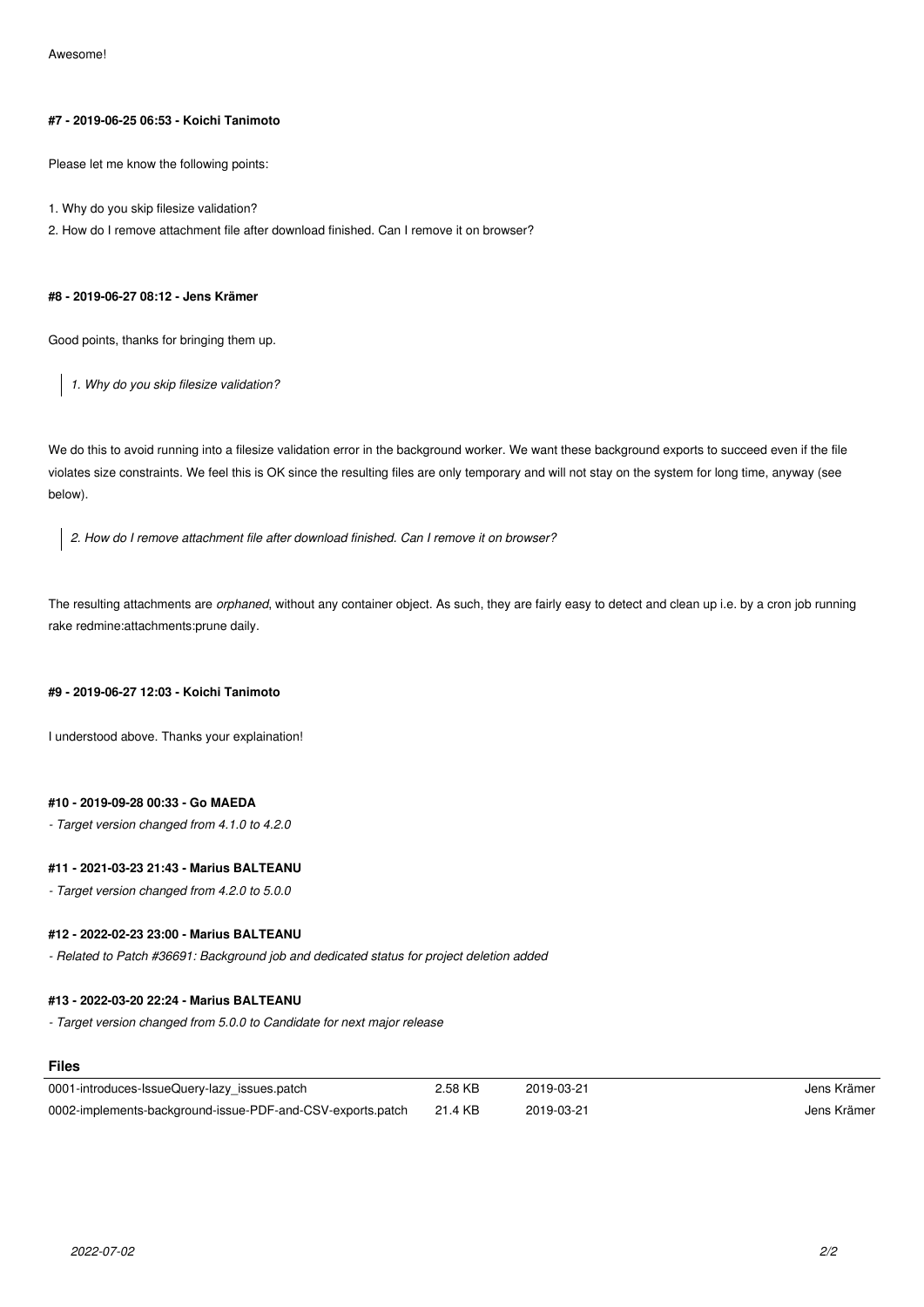Awesome!

#### #7 - 2019-06-25 06:53 - Koichi Tanimoto

Please let me know the following points:

1. Why do you skip filesize validation?
2. How do I remove attachment file after download finished. Can I remove it on browser?

#### #8 - 2019-06-27 08:12 - Jens Krämer

Good points, thanks for bringing them up.

> *1. Why do you skip filesize validation?*

We do this to avoid running into a filesize validation error in the background worker. We want these background exports to succeed even if the file violates size constraints. We feel this is OK since the resulting files are only temporary and will not stay on the system for long time, anyway (see below).

> *2. How do I remove attachment file after download finished. Can I remove it on browser?*

The resulting attachments are *orphaned*, without any container object. As such, they are fairly easy to detect and clean up i.e. by a cron job running rake redmine:attachments:prune daily.

#### #9 - 2019-06-27 12:03 - Koichi Tanimoto

I understood above. Thanks your explaination!

#### #10 - 2019-09-28 00:33 - Go MAEDA

*- Target version changed from 4.1.0 to 4.2.0*

#### #11 - 2021-03-23 21:43 - Marius BALTEANU

*- Target version changed from 4.2.0 to 5.0.0*

#### #12 - 2022-02-23 23:00 - Marius BALTEANU

*- Related to Patch #36691: Background job and dedicated status for project deletion added*

#### #13 - 2022-03-20 22:24 - Marius BALTEANU

*- Target version changed from 5.0.0 to Candidate for next major release*

### Files

| | | | |
|---|---|---|---|
| 0001-introduces-IssueQuery-lazy_issues.patch | 2.58 KB | 2019-03-21 | Jens Krämer |
| 0002-implements-background-issue-PDF-and-CSV-exports.patch | 21.4 KB | 2019-03-21 | Jens Krämer |